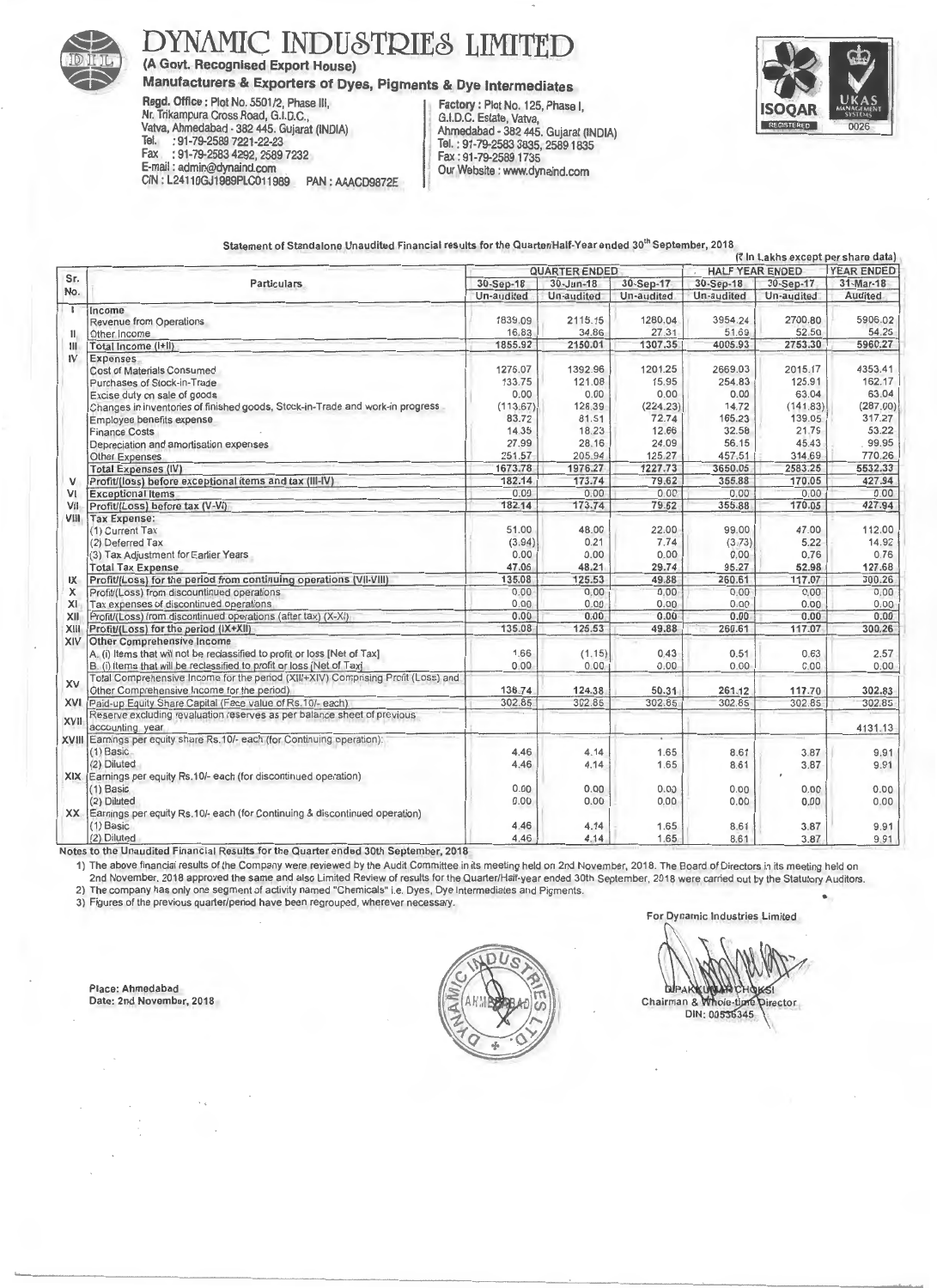# DYNAMIC INDUSTRIES LIMITED

**(A Govt. Recognised Export House)**

**Manufacturers & Exporters of Dyes, Pigments & Dye Intermediates**

**Regd. Office :** Plot No. 5501/2, Phase III, Nr. Trikampura Cross Road, G.I.D.C., Vatva, Ahmedabad - 382 445. Gujarat (INDIA)
Tel. : 91-79-2589 7221-22-23
Fax : 91-79-2583 4292, 2589 7232
E-mail : admin@dynaind.com
CIN : L24110GJ1989PLC011989 PAN : AAACD9872E

**Factory :** Plot No. 125, Phase I, G.I.D.C. Estate, Vatva, Ahmedabad - 382 445. Gujarat (INDIA)
Tel. : 91-79-2583 3835, 2589 1835
Fax : 91-79-2589 1735
Our Website : www.dynaind.com

ISOQAR REGISTERED | UKAS MANAGEMENT SYSTEMS 0026

### Statement of Standalone Unaudited Financial results for the Quarter/Half-Year ended 30th September, 2018

(₹ In Lakhs except per share data)

| Sr. No. | Particulars | QUARTER ENDED | | | HALF YEAR ENDED | | YEAR ENDED |
|---|---|---|---|---|---|---|---|
| | | 30-Sep-18 | 30-Jun-18 | 30-Sep-17 | 30-Sep-18 | 30-Sep-17 | 31-Mar-18 |
| | | Un-audited | Un-audited | Un-audited | Un-audited | Un-audited | Audited |
| I | Income | | | | | | |
| | Revenue from Operations | 1839.09 | 2115.15 | 1280.04 | 3954.24 | 2700.80 | 5906.02 |
| II | Other Income | 16.83 | 34.86 | 27.31 | 51.69 | 52.50 | 54.25 |
| III | Total Income (I+II) | 1855.92 | 2150.01 | 1307.35 | 4005.93 | 2753.30 | 5960.27 |
| IV | Expenses | | | | | | |
| | Cost of Materials Consumed | 1276.07 | 1392.96 | 1201.25 | 2669.03 | 2015.17 | 4353.41 |
| | Purchases of Stock-in-Trade | 133.75 | 121.08 | 15.95 | 254.83 | 125.91 | 162.17 |
| | Excise duty on sale of goods | 0.00 | 0.00 | 0.00 | 0.00 | 63.04 | 63.04 |
| | Changes in inventories of finished goods, Stock-in-Trade and work-in progress | (113.67) | 128.39 | (224.23) | 14.72 | (141.83) | (287.00) |
| | Employee benefits expense | 83.72 | 81.51 | 72.74 | 165.23 | 139.05 | 317.27 |
| | Finance Costs | 14.35 | 18.23 | 12.66 | 32.58 | 21.75 | 53.22 |
| | Depreciation and amortisation expenses | 27.99 | 28.16 | 24.09 | 56.15 | 45.43 | 99.95 |
| | Other Expenses | 251.57 | 205.94 | 125.27 | 457.51 | 314.69 | 770.26 |
| | Total Expenses (IV) | 1673.78 | 1976.27 | 1227.73 | 3650.05 | 2583.25 | 5532.33 |
| V | Profit/(loss) before exceptional items and tax (III-IV) | 182.14 | 173.74 | 79.62 | 355.88 | 170.05 | 427.94 |
| VI | Exceptional Items | 0.00 | 0.00 | 0.00 | 0.00 | 0.00 | 0.00 |
| VII | Profit/(Loss) before tax (V-VI) | 182.14 | 173.74 | 79.62 | 355.88 | 170.05 | 427.94 |
| VIII | Tax Expense: | | | | | | |
| | (1) Current Tax | 51.00 | 48.00 | 22.00 | 99.00 | 47.00 | 112.00 |
| | (2) Deferred Tax | (3.94) | 0.21 | 7.74 | (3.73) | 5.22 | 14.92 |
| | (3) Tax Adjustment for Earlier Years | 0.00 | 0.00 | 0.00 | 0.00 | 0.76 | 0.76 |
| | Total Tax Expense | 47.06 | 48.21 | 29.74 | 95.27 | 52.98 | 127.68 |
| IX | Profit/(Loss) for the period from continuing operations (VII-VIII) | 135.08 | 125.53 | 49.88 | 260.61 | 117.07 | 300.26 |
| X | Profit/(Loss) from discontinued operations | 0.00 | 0.00 | 0.00 | 0.00 | 0.00 | 0.00 |
| XI | Tax expenses of discontinued operations | 0.00 | 0.00 | 0.00 | 0.00 | 0.00 | 0.00 |
| XII | Profit/(Loss) from discontinued operations (after tax) (X-XI) | 0.00 | 0.00 | 0.00 | 0.00 | 0.00 | 0.00 |
| XIII | Profit/(Loss) for the period (IX+XII) | 135.08 | 125.53 | 49.88 | 260.61 | 117.07 | 300.26 |
| XIV | Other Comprehensive Income | | | | | | |
| | A. (i) Items that will not be reclassified to profit or loss [Net of Tax] | 1.66 | (1.15) | 0.43 | 0.51 | 0.63 | 2.57 |
| | B. (i) Items that will be reclassified to profit or loss [Net of Tax] | 0.00 | 0.00 | 0.00 | 0.00 | 0.00 | 0.00 |
| XV | Total Comprehensive Income for the period (XIII+XIV) Comprising Profit (Loss) and Other Comprehensive Income for the period) | 136.74 | 124.38 | 50.31 | 261.12 | 117.70 | 302.83 |
| XVI | Paid-up Equity Share Capital (Face value of Rs.10/- each) | 302.85 | 302.85 | 302.85 | 302.85 | 302.85 | 302.85 |
| XVII | Reserve excluding revaluation reserves as per balance sheet of previous accounting year | | | | | | 4131.13 |
| XVIII | Earnings per equity share Rs.10/- each (for Continuing operation): | | | | | | |
| | (1) Basic | 4.46 | 4.14 | 1.65 | 8.61 | 3.87 | 9.91 |
| | (2) Diluted | 4.46 | 4.14 | 1.65 | 8.61 | 3.87 | 9.91 |
| XIX | Earnings per equity Rs.10/- each (for discontinued operation) | | | | | | |
| | (1) Basic | 0.00 | 0.00 | 0.00 | 0.00 | 0.00 | 0.00 |
| | (2) Diluted | 0.00 | 0.00 | 0.00 | 0.00 | 0.00 | 0.00 |
| XX | Earnings per equity Rs.10/- each (for Continuing & discontinued operation) | | | | | | |
| | (1) Basic | 4.46 | 4.14 | 1.65 | 8.61 | 3.87 | 9.91 |
| | (2) Diluted | 4.46 | 4.14 | 1.65 | 8.61 | 3.87 | 9.91 |

**Notes to the Unaudited Financial Results for the Quarter ended 30th September, 2018**

1) The above financial results of the Company were reviewed by the Audit Committee in its meeting held on 2nd November, 2018. The Board of Directors in its meeting held on 2nd November, 2018 approved the same and also Limited Review of results for the Quarter/Half-year ended 30th September, 2018 were carried out by the Statutory Auditors.
2) The company has only one segment of activity named "Chemicals" i.e. Dyes, Dye Intermediates and Pigments.
3) Figures of the previous quarter/period have been regrouped, wherever necessary.

For Dynamic Industries Limited

DIPAKKUMAR CHOKSI
Chairman & Whole-time Director
DIN: 00536345

Place: Ahmedabad
Date: 2nd November, 2018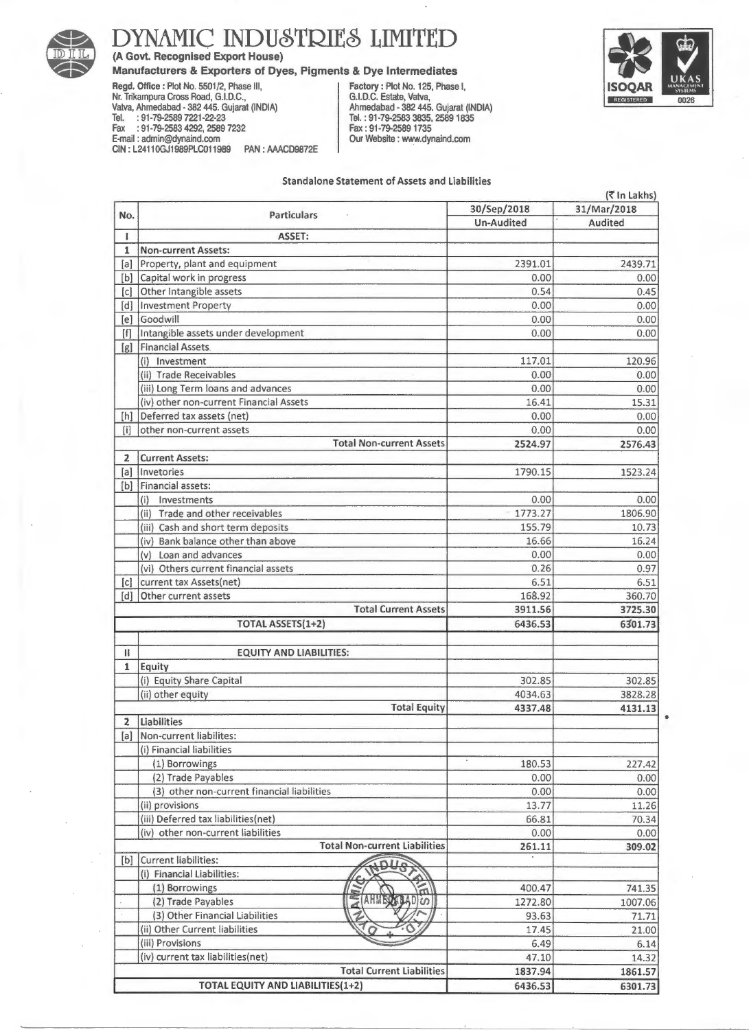# DYNAMIC INDUSTRIES LIMITED

**(A Govt. Recognised Export House)**

**Manufacturers & Exporters of Dyes, Pigments & Dye Intermediates**

**Regd. Office :** Plot No. 5501/2, Phase III, Nr. Trikampura Cross Road, G.I.D.C., Vatva, Ahmedabad - 382 445. Gujarat (INDIA)
Tel. : 91-79-2589 7221-22-23
Fax : 91-79-2583 4292, 2589 7232
E-mail : admin@dynaind.com
CIN : L24110GJ1989PLC011989 PAN : AAACD9872E

**Factory :** Plot No. 125, Phase I, G.I.D.C. Estate, Vatva, Ahmedabad - 382 445. Gujarat (INDIA)
Tel. : 91-79-2583 3835, 2589 1835
Fax : 91-79-2589 1735
Our Website : www.dynaind.com

### Standalone Statement of Assets and Liabilities

(₹ In Lakhs)

| No. | Particulars | 30/Sep/2018 Un-Audited | 31/Mar/2018 Audited |
|---|---|---|---|
| I | **ASSET:** | | |
| 1 | **Non-current Assets:** | | |
| [a] | Property, plant and equipment | 2391.01 | 2439.71 |
| [b] | Capital work in progress | 0.00 | 0.00 |
| [c] | Other Intangible assets | 0.54 | 0.45 |
| [d] | Investment Property | 0.00 | 0.00 |
| [e] | Goodwill | 0.00 | 0.00 |
| [f] | Intangible assets under development | 0.00 | 0.00 |
| [g] | Financial Assets | | |
| | (i) Investment | 117.01 | 120.96 |
| | (ii) Trade Receivables | 0.00 | 0.00 |
| | (iii) Long Term loans and advances | 0.00 | 0.00 |
| | (iv) other non-current Financial Assets | 16.41 | 15.31 |
| [h] | Deferred tax assets (net) | 0.00 | 0.00 |
| [i] | other non-current assets | 0.00 | 0.00 |
| | **Total Non-current Assets** | **2524.97** | **2576.43** |
| 2 | **Current Assets:** | | |
| [a] | Invetories | 1790.15 | 1523.24 |
| [b] | Financial assets: | | |
| | (i) Investments | 0.00 | 0.00 |
| | (ii) Trade and other receivables | 1773.27 | 1806.90 |
| | (iii) Cash and short term deposits | 155.79 | 10.73 |
| | (iv) Bank balance other than above | 16.66 | 16.24 |
| | (v) Loan and advances | 0.00 | 0.00 |
| | (vi) Others current financial assets | 0.26 | 0.97 |
| [c] | current tax Assets(net) | 6.51 | 6.51 |
| [d] | Other current assets | 168.92 | 360.70 |
| | **Total Current Assets** | **3911.56** | **3725.30** |
| | **TOTAL ASSETS(1+2)** | **6436.53** | **6301.73** |
| II | **EQUITY AND LIABILITIES:** | | |
| 1 | **Equity** | | |
| | (i) Equity Share Capital | 302.85 | 302.85 |
| | (ii) other equity | 4034.63 | 3828.28 |
| | **Total Equity** | **4337.48** | **4131.13** |
| 2 | **Liabilities** | | |
| [a] | Non-current liabilites: | | |
| | (i) Financial liabilities | | |
| | (1) Borrowings | 180.53 | 227.42 |
| | (2) Trade Payables | 0.00 | 0.00 |
| | (3) other non-current financial liabilities | 0.00 | 0.00 |
| | (ii) provisions | 13.77 | 11.26 |
| | (iii) Deferred tax liabilities(net) | 66.81 | 70.34 |
| | (iv) other non-current liabilities | 0.00 | 0.00 |
| | **Total Non-current Liabilities** | **261.11** | **309.02** |
| [b] | Current liabilities: | | |
| | (i) Financial Liabilities: | | |
| | (1) Borrowings | 400.47 | 741.35 |
| | (2) Trade Payables | 1272.80 | 1007.06 |
| | (3) Other Financial Liabilities | 93.63 | 71.71 |
| | (ii) Other Current liabilities | 17.45 | 21.00 |
| | (iii) Provisions | 6.49 | 6.14 |
| | (iv) current tax liabilities(net) | 47.10 | 14.32 |
| | **Total Current Liabilities** | **1837.94** | **1861.57** |
| | **TOTAL EQUITY AND LIABILITIES(1+2)** | **6436.53** | **6301.73** |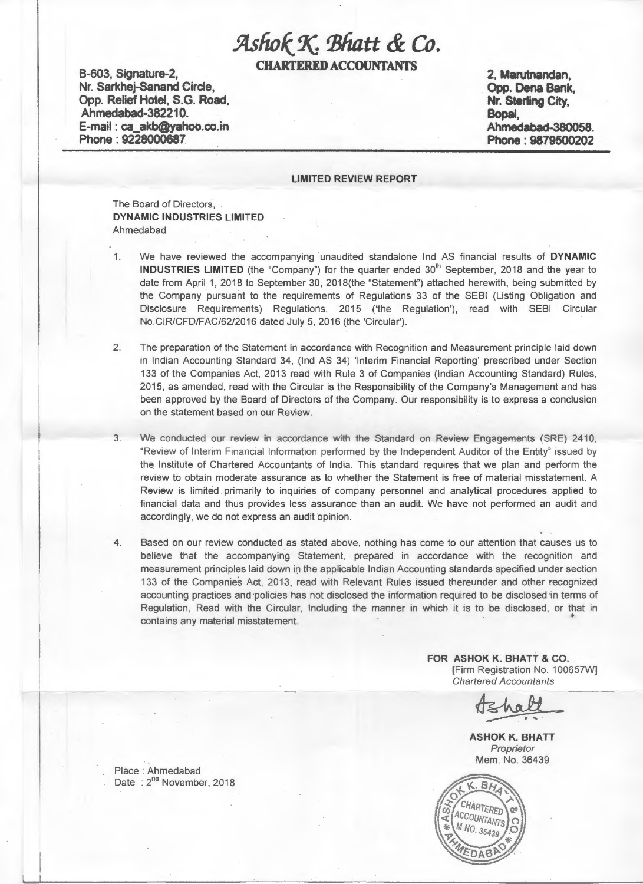# Ashok K. Bhatt & Co.

**CHARTERED ACCOUNTANTS**

**B-603, Signature-2,**
**Nr. Sarkhej-Sanand Circle,**
**Opp. Relief Hotel, S.G. Road,**
**Ahmedabad-382210.**
**E-mail : ca_akb@yahoo.co.in**
**Phone : 9228000687**

**2, Marutnandan,**
**Opp. Dena Bank,**
**Nr. Sterling City,**
**Bopal,**
**Ahmedabad-380058.**
**Phone : 9879500202**

**LIMITED REVIEW REPORT**

The Board of Directors,
**DYNAMIC INDUSTRIES LIMITED**
Ahmedabad

1. We have reviewed the accompanying unaudited standalone Ind AS financial results of **DYNAMIC INDUSTRIES LIMITED** (the "Company") for the quarter ended 30th September, 2018 and the year to date from April 1, 2018 to September 30, 2018(the "Statement") attached herewith, being submitted by the Company pursuant to the requirements of Regulations 33 of the SEBI (Listing Obligation and Disclosure Requirements) Regulations, 2015 ('the Regulation'), read with SEBI Circular No.CIR/CFD/FAC/62/2016 dated July 5, 2016 (the 'Circular').

2. The preparation of the Statement in accordance with Recognition and Measurement principle laid down in Indian Accounting Standard 34, (Ind AS 34) 'Interim Financial Reporting' prescribed under Section 133 of the Companies Act, 2013 read with Rule 3 of Companies (Indian Accounting Standard) Rules, 2015, as amended, read with the Circular is the Responsibility of the Company's Management and has been approved by the Board of Directors of the Company. Our responsibility is to express a conclusion on the statement based on our Review.

3. We conducted our review in accordance with the Standard on Review Engagements (SRE) 2410, "Review of Interim Financial Information performed by the Independent Auditor of the Entity" issued by the Institute of Chartered Accountants of India. This standard requires that we plan and perform the review to obtain moderate assurance as to whether the Statement is free of material misstatement. A Review is limited primarily to inquiries of company personnel and analytical procedures applied to financial data and thus provides less assurance than an audit. We have not performed an audit and accordingly, we do not express an audit opinion.

4. Based on our review conducted as stated above, nothing has come to our attention that causes us to believe that the accompanying Statement, prepared in accordance with the recognition and measurement principles laid down in the applicable Indian Accounting standards specified under section 133 of the Companies Act, 2013, read with Relevant Rules issued thereunder and other recognized accounting practices and policies has not disclosed the information required to be disclosed in terms of Regulation, Read with the Circular, Including the manner in which it is to be disclosed, or that in contains any material misstatement.

**FOR ASHOK K. BHATT & CO.**
[Firm Registration No. 100657W]
*Chartered Accountants*

**ASHOK K. BHATT**
*Proprietor*
Mem. No. 36439

Place : Ahmedabad
Date : 2nd November, 2018